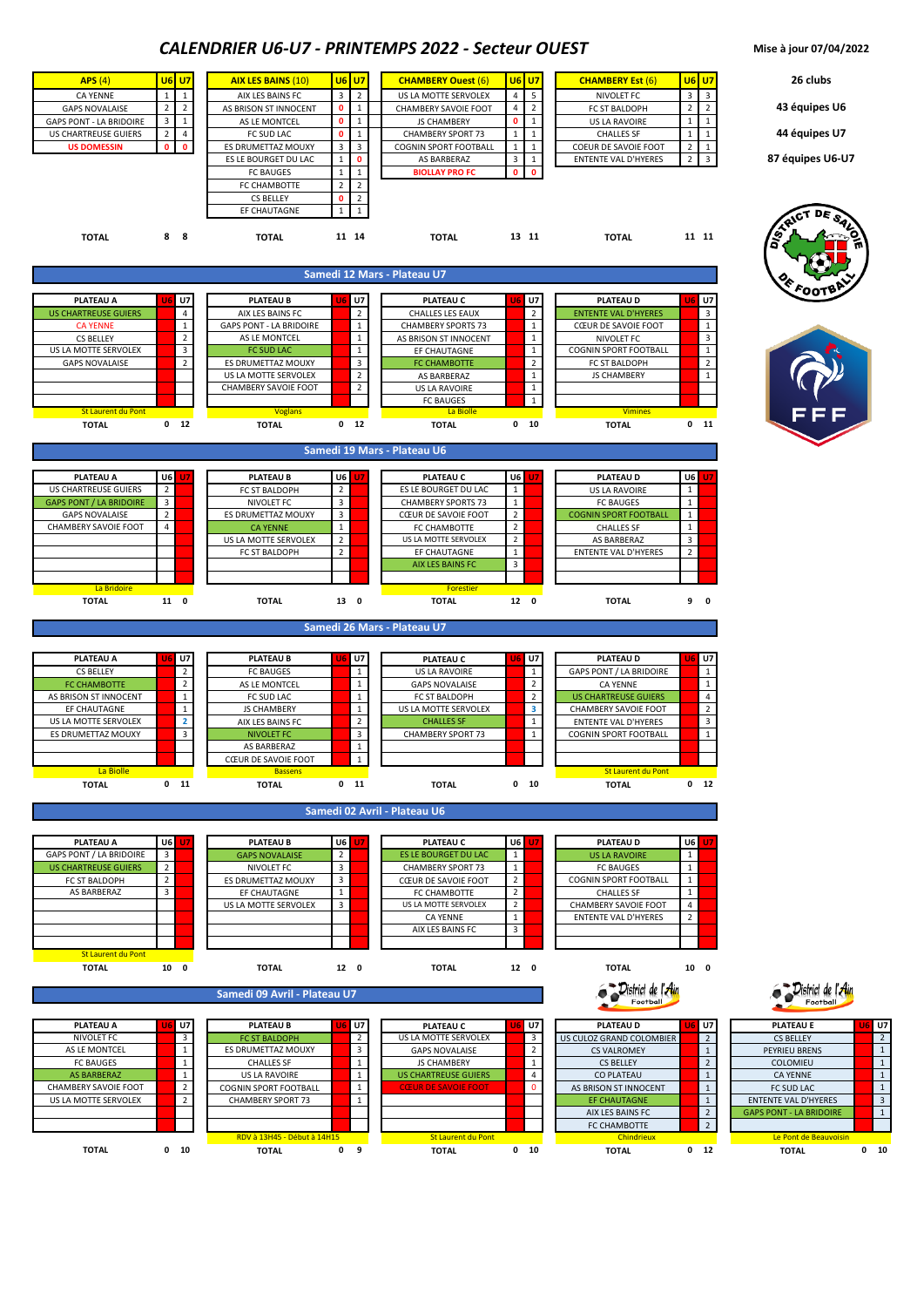# CALENDRIER U6-U7 - PRINTEMPS 2022 - Secteur OUEST

Mise à jour 07/04/2022

26 clubs

43 équipes U6

44 équipes U7

87 équipes U6-U7

| APS (4) | U6 | U7 |
|---|---|---|
| CA YENNE | 1 | 1 |
| GAPS NOVALAISE | 2 | 2 |
| GAPS PONT - LA BRIDOIRE | 3 | 1 |
| US CHARTREUSE GUIERS | 2 | 4 |
| US DOMESSIN | 0 | 0 |
| TOTAL | 8 | 8 |

| AIX LES BAINS (10) | U6 | U7 |
|---|---|---|
| AIX LES BAINS FC | 3 | 2 |
| AS BRISON ST INNOCENT | 0 | 1 |
| AS LE MONTCEL | 0 | 1 |
| FC SUD LAC | 0 | 1 |
| ES DRUMETTAZ MOUXY | 3 | 3 |
| ES LE BOURGET DU LAC | 1 | 0 |
| FC BAUGES | 1 | 1 |
| FC CHAMBOTTE | 2 | 2 |
| CS BELLEY | 0 | 2 |
| EF CHAUTAGNE | 1 | 1 |
| TOTAL | 11 | 14 |

| CHAMBERY Ouest (6) | U6 | U7 |
|---|---|---|
| US LA MOTTE SERVOLEX | 4 | 5 |
| CHAMBERY SAVOIE FOOT | 4 | 2 |
| JS CHAMBERY | 0 | 1 |
| CHAMBERY SPORT 73 | 1 | 1 |
| COGNIN SPORT FOOTBALL | 1 | 1 |
| AS BARBERAZ | 3 | 1 |
| BIOLLAY PRO FC | 0 | 0 |
| TOTAL | 13 | 11 |

| CHAMBERY Est (6) | U6 | U7 |
|---|---|---|
| NIVOLET FC | 3 | 3 |
| FC ST BALDOPH | 2 | 2 |
| US LA RAVOIRE | 1 | 1 |
| CHALLES SF | 1 | 1 |
| COEUR DE SAVOIE FOOT | 2 | 1 |
| ENTENTE VAL D'HYERES | 2 | 3 |
| TOTAL | 11 | 11 |

## Samedi 12 Mars - Plateau U7

| PLATEAU A | U6 | U7 | PLATEAU B | U6 | U7 | PLATEAU C | U6 | U7 | PLATEAU D | U6 | U7 |
|---|---|---|---|---|---|---|---|---|---|---|---|
| US CHARTREUSE GUIERS | | 4 | AIX LES BAINS FC | | 2 | CHALLES LES EAUX | | 2 | ENTENTE VAL D'HYERES | | 3 |
| CA YENNE | | 1 | GAPS PONT - LA BRIDOIRE | | 1 | CHAMBERY SPORTS 73 | | 1 | CŒUR DE SAVOIE FOOT | | 1 |
| CS BELLEY | | 2 | AS LE MONTCEL | | 1 | AS BRISON ST INNOCENT | | 1 | NIVOLET FC | | 3 |
| US LA MOTTE SERVOLEX | | 3 | FC SUD LAC | | 1 | EF CHAUTAGNE | | 1 | COGNIN SPORT FOOTBALL | | 1 |
| GAPS NOVALAISE | | 2 | ES DRUMETTAZ MOUXY | | 3 | FC CHAMBOTTE | | 2 | FC ST BALDOPH | | 2 |
| | | | US LA MOTTE SERVOLEX | | 2 | AS BARBERAZ | | 1 | JS CHAMBERY | | 1 |
| | | | CHAMBERY SAVOIE FOOT | | 2 | US LA RAVOIRE | | 1 | | | |
| | | | | | | FC BAUGES | | 1 | | | |
| St Laurent du Pont | | | Voglans | | | La Biolle | | | Vimines | | |
| TOTAL | 0 | 12 | TOTAL | 0 | 12 | TOTAL | 0 | 10 | TOTAL | 0 | 11 |

## Samedi 19 Mars - Plateau U6

| PLATEAU A | U6 | U7 | PLATEAU B | U6 | U7 | PLATEAU C | U6 | U7 | PLATEAU D | U6 | U7 |
|---|---|---|---|---|---|---|---|---|---|---|---|
| US CHARTREUSE GUIERS | 2 | | FC ST BALDOPH | 2 | | ES LE BOURGET DU LAC | 1 | | US LA RAVOIRE | 1 | |
| GAPS PONT / LA BRIDOIRE | 3 | | NIVOLET FC | 3 | | CHAMBERY SPORTS 73 | 1 | | FC BAUGES | 1 | |
| GAPS NOVALAISE | 2 | | ES DRUMETTAZ MOUXY | 3 | | CŒUR DE SAVOIE FOOT | 2 | | COGNIN SPORT FOOTBALL | 1 | |
| CHAMBERY SAVOIE FOOT | 4 | | CA YENNE | 1 | | FC CHAMBOTTE | 2 | | CHALLES SF | 1 | |
| | | | US LA MOTTE SERVOLEX | 2 | | US LA MOTTE SERVOLEX | 2 | | AS BARBERAZ | 3 | |
| | | | FC ST BALDOPH | 2 | | EF CHAUTAGNE | 1 | | ENTENTE VAL D'HYERES | 2 | |
| | | | | | | AIX LES BAINS FC | 3 | | | | |
| La Bridoire | | | | | | Forestier | | | | | |
| TOTAL | 11 | 0 | TOTAL | 13 | 0 | TOTAL | 12 | 0 | TOTAL | 9 | 0 |

## Samedi 26 Mars - Plateau U7

| PLATEAU A | U6 | U7 | PLATEAU B | U6 | U7 | PLATEAU C | U6 | U7 | PLATEAU D | U6 | U7 |
|---|---|---|---|---|---|---|---|---|---|---|---|
| CS BELLEY | | 2 | FC BAUGES | | 1 | US LA RAVOIRE | | 1 | GAPS PONT / LA BRIDOIRE | | 1 |
| FC CHAMBOTTE | | 2 | AS LE MONTCEL | | 1 | GAPS NOVALAISE | | 2 | CA YENNE | | 1 |
| AS BRISON ST INNOCENT | | 1 | FC SUD LAC | | 1 | FC ST BALDOPH | | 2 | US CHARTREUSE GUIERS | | 4 |
| EF CHAUTAGNE | | 1 | JS CHAMBERY | | 1 | US LA MOTTE SERVOLEX | | 3 | CHAMBERY SAVOIE FOOT | | 2 |
| US LA MOTTE SERVOLEX | | 2 | AIX LES BAINS FC | | 2 | CHALLES SF | | 1 | ENTENTE VAL D'HYERES | | 3 |
| ES DRUMETTAZ MOUXY | | 3 | NIVOLET FC | | 3 | CHAMBERY SPORT 73 | | 1 | COGNIN SPORT FOOTBALL | | 1 |
| | | | AS BARBERAZ | | 1 | | | | | | |
| | | | CŒUR DE SAVOIE FOOT | | 1 | | | | | | |
| La Biolle | | | Bassens | | | | | | St Laurent du Pont | | |
| TOTAL | 0 | 11 | TOTAL | 0 | 11 | TOTAL | 0 | 10 | TOTAL | 0 | 12 |

## Samedi 02 Avril - Plateau U6

| PLATEAU A | U6 | U7 | PLATEAU B | U6 | U7 | PLATEAU C | U6 | U7 | PLATEAU D | U6 | U7 |
|---|---|---|---|---|---|---|---|---|---|---|---|
| GAPS PONT / LA BRIDOIRE | 3 | | GAPS NOVALAISE | 2 | | ES LE BOURGET DU LAC | 1 | | US LA RAVOIRE | 1 | |
| US CHARTREUSE GUIERS | 2 | | NIVOLET FC | 3 | | CHAMBERY SPORT 73 | 1 | | FC BAUGES | 1 | |
| FC ST BALDOPH | 2 | | ES DRUMETTAZ MOUXY | 3 | | CŒUR DE SAVOIE FOOT | 2 | | COGNIN SPORT FOOTBALL | 1 | |
| AS BARBERAZ | 3 | | EF CHAUTAGNE | 1 | | FC CHAMBOTTE | 2 | | CHALLES SF | 1 | |
| | | | US LA MOTTE SERVOLEX | 3 | | US LA MOTTE SERVOLEX | 2 | | CHAMBERY SAVOIE FOOT | 4 | |
| | | | | | | CA YENNE | 1 | | ENTENTE VAL D'HYERES | 2 | |
| | | | | | | AIX LES BAINS FC | 3 | | | | |
| St Laurent du Pont | | | | | | | | | | | |
| TOTAL | 10 | 0 | TOTAL | 12 | 0 | TOTAL | 12 | 0 | TOTAL | 10 | 0 |

## Samedi 09 Avril - Plateau U7

| PLATEAU A | U6 | U7 | PLATEAU B | U6 | U7 | PLATEAU C | U6 | U7 | PLATEAU D | U6 | U7 | PLATEAU E | U6 | U7 |
|---|---|---|---|---|---|---|---|---|---|---|---|---|---|---|
| NIVOLET FC | | 3 | FC ST BALDOPH | | 2 | US LA MOTTE SERVOLEX | | 3 | US CULOZ GRAND COLOMBIER | | 2 | CS BELLEY | | 2 |
| AS LE MONTCEL | | 1 | ES DRUMETTAZ MOUXY | | 3 | GAPS NOVALAISE | | 2 | CS VALROMEY | | 1 | PEYRIEU BRENS | | 1 |
| FC BAUGES | | 1 | CHALLES SF | | 1 | JS CHAMBERY | | 1 | CS BELLEY | | 2 | COLOMIEU | | 1 |
| AS BARBERAZ | | 1 | US LA RAVOIRE | | 1 | US CHARTREUSE GUIERS | | 4 | CO PLATEAU | | 1 | CA YENNE | | 1 |
| CHAMBERY SAVOIE FOOT | | 2 | COGNIN SPORT FOOTBALL | | 1 | CŒUR DE SAVOIE FOOT | | 0 | AS BRISON ST INNOCENT | | 1 | FC SUD LAC | | 1 |
| US LA MOTTE SERVOLEX | | 2 | CHAMBERY SPORT 73 | | 1 | | | | EF CHAUTAGNE | | 1 | ENTENTE VAL D'HYERES | | 3 |
| | | | | | | | | | AIX LES BAINS FC | | 2 | GAPS PONT - LA BRIDOIRE | | 1 |
| | | | | | | | | | FC CHAMBOTTE | | 2 | | | |
| | | | RDV à 13H45 - Début à 14H15 | | | St Laurent du Pont | | | Chindrieux | | | Le Pont de Beauvoisin | | |
| TOTAL | 0 | 10 | TOTAL | 0 | 9 | TOTAL | 0 | 10 | TOTAL | 0 | 12 | TOTAL | 0 | 10 |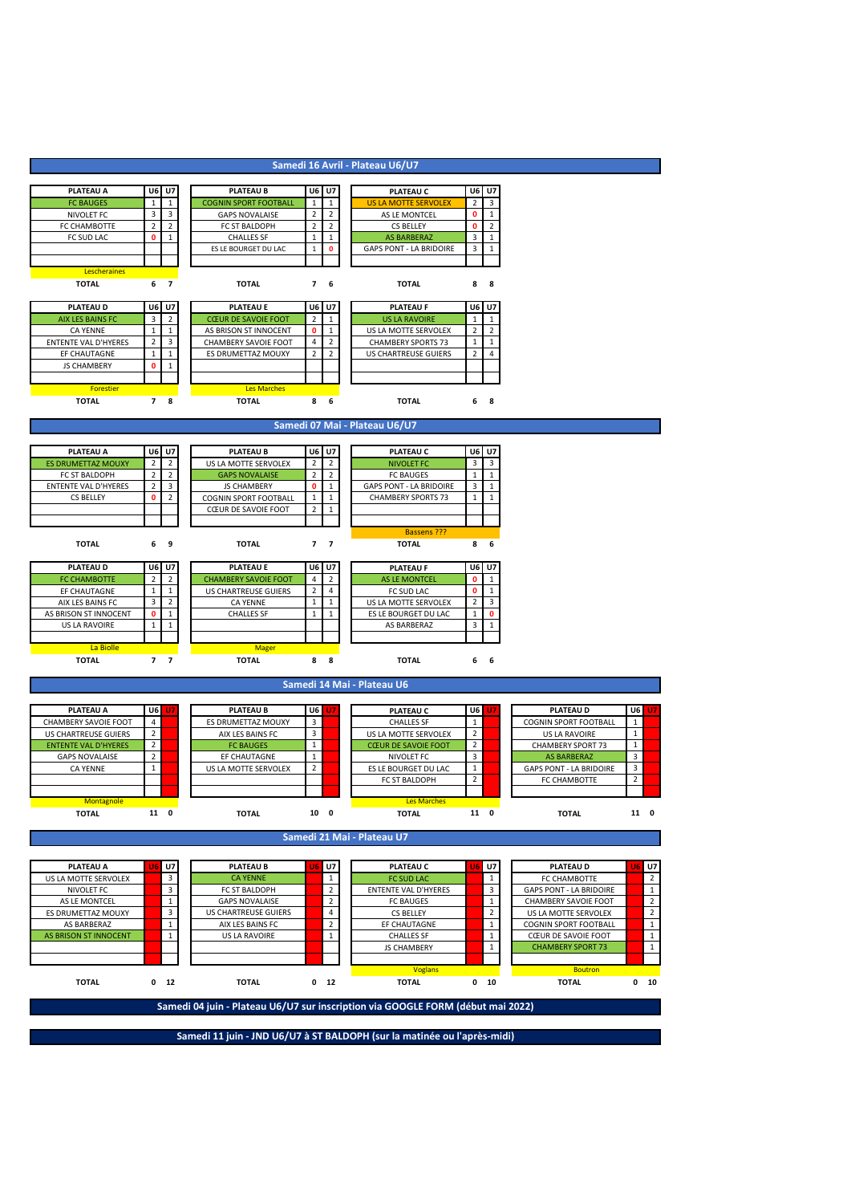## Samedi 16 Avril - Plateau U6/U7

| PLATEAU A | U6 | U7 |
|---|---|---|
| FC BAUGES | 1 | 1 |
| NIVOLET FC | 3 | 3 |
| FC CHAMBOTTE | 2 | 2 |
| FC SUD LAC | 0 | 1 |
| Lescheraines | | |
| TOTAL | 6 | 7 |

| PLATEAU B | U6 | U7 |
|---|---|---|
| COGNIN SPORT FOOTBALL | 1 | 1 |
| GAPS NOVALAISE | 2 | 2 |
| FC ST BALDOPH | 2 | 2 |
| CHALLES SF | 1 | 1 |
| ES LE BOURGET DU LAC | 1 | 0 |
| TOTAL | 7 | 6 |

| PLATEAU C | U6 | U7 |
|---|---|---|
| US LA MOTTE SERVOLEX | 2 | 3 |
| AS LE MONTCEL | 0 | 1 |
| CS BELLEY | 0 | 2 |
| AS BARBERAZ | 3 | 1 |
| GAPS PONT - LA BRIDOIRE | 3 | 1 |
| TOTAL | 8 | 8 |

| PLATEAU D | U6 | U7 |
|---|---|---|
| AIX LES BAINS FC | 3 | 2 |
| CA YENNE | 1 | 1 |
| ENTENTE VAL D'HYERES | 2 | 3 |
| EF CHAUTAGNE | 1 | 1 |
| JS CHAMBERY | 0 | 1 |
| Forestier | | |
| TOTAL | 7 | 8 |

| PLATEAU E | U6 | U7 |
|---|---|---|
| CŒUR DE SAVOIE FOOT | 2 | 1 |
| AS BRISON ST INNOCENT | 0 | 1 |
| CHAMBERY SAVOIE FOOT | 4 | 2 |
| ES DRUMETTAZ MOUXY | 2 | 2 |
| Les Marches | | |
| TOTAL | 8 | 6 |

| PLATEAU F | U6 | U7 |
|---|---|---|
| US LA RAVOIRE | 1 | 1 |
| US LA MOTTE SERVOLEX | 2 | 2 |
| CHAMBERY SPORTS 73 | 1 | 1 |
| US CHARTREUSE GUIERS | 2 | 4 |
| TOTAL | 6 | 8 |

## Samedi 07 Mai - Plateau U6/U7

| PLATEAU A | U6 | U7 |
|---|---|---|
| ES DRUMETTAZ MOUXY | 2 | 2 |
| FC ST BALDOPH | 2 | 2 |
| ENTENTE VAL D'HYERES | 2 | 3 |
| CS BELLEY | 0 | 2 |
| TOTAL | 6 | 9 |

| PLATEAU B | U6 | U7 |
|---|---|---|
| US LA MOTTE SERVOLEX | 2 | 2 |
| GAPS NOVALAISE | 2 | 2 |
| JS CHAMBERY | 0 | 1 |
| COGNIN SPORT FOOTBALL | 1 | 1 |
| CŒUR DE SAVOIE FOOT | 2 | 1 |
| TOTAL | 7 | 7 |

| PLATEAU C | U6 | U7 |
|---|---|---|
| NIVOLET FC | 3 | 3 |
| FC BAUGES | 1 | 1 |
| GAPS PONT - LA BRIDOIRE | 3 | 1 |
| CHAMBERY SPORTS 73 | 1 | 1 |
| Bassens ??? | | |
| TOTAL | 8 | 6 |

| PLATEAU D | U6 | U7 |
|---|---|---|
| FC CHAMBOTTE | 2 | 2 |
| EF CHAUTAGNE | 1 | 1 |
| AIX LES BAINS FC | 3 | 2 |
| AS BRISON ST INNOCENT | 0 | 1 |
| US LA RAVOIRE | 1 | 1 |
| La Biolle | | |
| TOTAL | 7 | 7 |

| PLATEAU E | U6 | U7 |
|---|---|---|
| CHAMBERY SAVOIE FOOT | 4 | 2 |
| US CHARTREUSE GUIERS | 2 | 4 |
| CA YENNE | 1 | 1 |
| CHALLES SF | 1 | 1 |
| Mager | | |
| TOTAL | 8 | 8 |

| PLATEAU F | U6 | U7 |
|---|---|---|
| AS LE MONTCEL | 0 | 1 |
| FC SUD LAC | 0 | 1 |
| US LA MOTTE SERVOLEX | 2 | 3 |
| ES LE BOURGET DU LAC | 1 | 0 |
| AS BARBERAZ | 3 | 1 |
| TOTAL | 6 | 6 |

## Samedi 14 Mai - Plateau U6

| PLATEAU A | U6 | U7 |
|---|---|---|
| CHAMBERY SAVOIE FOOT | 4 | |
| US CHARTREUSE GUIERS | 2 | |
| ENTENTE VAL D'HYERES | 2 | |
| GAPS NOVALAISE | 2 | |
| CA YENNE | 1 | |
| Montagnole | | |
| TOTAL | 11 | 0 |

| PLATEAU B | U6 | U7 |
|---|---|---|
| ES DRUMETTAZ MOUXY | 3 | |
| AIX LES BAINS FC | 3 | |
| FC BAUGES | 1 | |
| EF CHAUTAGNE | 1 | |
| US LA MOTTE SERVOLEX | 2 | |
| TOTAL | 10 | 0 |

| PLATEAU C | U6 | U7 |
|---|---|---|
| CHALLES SF | 1 | |
| US LA MOTTE SERVOLEX | 2 | |
| CŒUR DE SAVOIE FOOT | 2 | |
| NIVOLET FC | 3 | |
| ES LE BOURGET DU LAC | 1 | |
| FC ST BALDOPH | 2 | |
| Les Marches | | |
| TOTAL | 11 | 0 |

| PLATEAU D | U6 | U7 |
|---|---|---|
| COGNIN SPORT FOOTBALL | 1 | |
| US LA RAVOIRE | 1 | |
| CHAMBERY SPORT 73 | 1 | |
| AS BARBERAZ | 3 | |
| GAPS PONT - LA BRIDOIRE | 3 | |
| FC CHAMBOTTE | 2 | |
| TOTAL | 11 | 0 |

## Samedi 21 Mai - Plateau U7

| PLATEAU A | U6 | U7 |
|---|---|---|
| US LA MOTTE SERVOLEX | | 3 |
| NIVOLET FC | | 3 |
| AS LE MONTCEL | | 1 |
| ES DRUMETTAZ MOUXY | | 3 |
| AS BARBERAZ | | 1 |
| AS BRISON ST INNOCENT | | 1 |
| TOTAL | 0 | 12 |

| PLATEAU B | U6 | U7 |
|---|---|---|
| CA YENNE | | 1 |
| FC ST BALDOPH | | 2 |
| GAPS NOVALAISE | | 2 |
| US CHARTREUSE GUIERS | | 4 |
| AIX LES BAINS FC | | 2 |
| US LA RAVOIRE | | 1 |
| TOTAL | 0 | 12 |

| PLATEAU C | U6 | U7 |
|---|---|---|
| FC SUD LAC | | 1 |
| ENTENTE VAL D'HYERES | | 3 |
| FC BAUGES | | 1 |
| CS BELLEY | | 2 |
| EF CHAUTAGNE | | 1 |
| CHALLES SF | | 1 |
| JS CHAMBERY | | 1 |
| Voglans | | |
| TOTAL | 0 | 10 |

| PLATEAU D | U6 | U7 |
|---|---|---|
| FC CHAMBOTTE | | 2 |
| GAPS PONT - LA BRIDOIRE | | 1 |
| CHAMBERY SAVOIE FOOT | | 2 |
| US LA MOTTE SERVOLEX | | 2 |
| COGNIN SPORT FOOTBALL | | 1 |
| CŒUR DE SAVOIE FOOT | | 1 |
| CHAMBERY SPORT 73 | | 1 |
| Boutron | | |
| TOTAL | 0 | 10 |

## Samedi 04 juin - Plateau U6/U7 sur inscription via GOOGLE FORM (début mai 2022)

## Samedi 11 juin - JND U6/U7 à ST BALDOPH (sur la matinée ou l'après-midi)